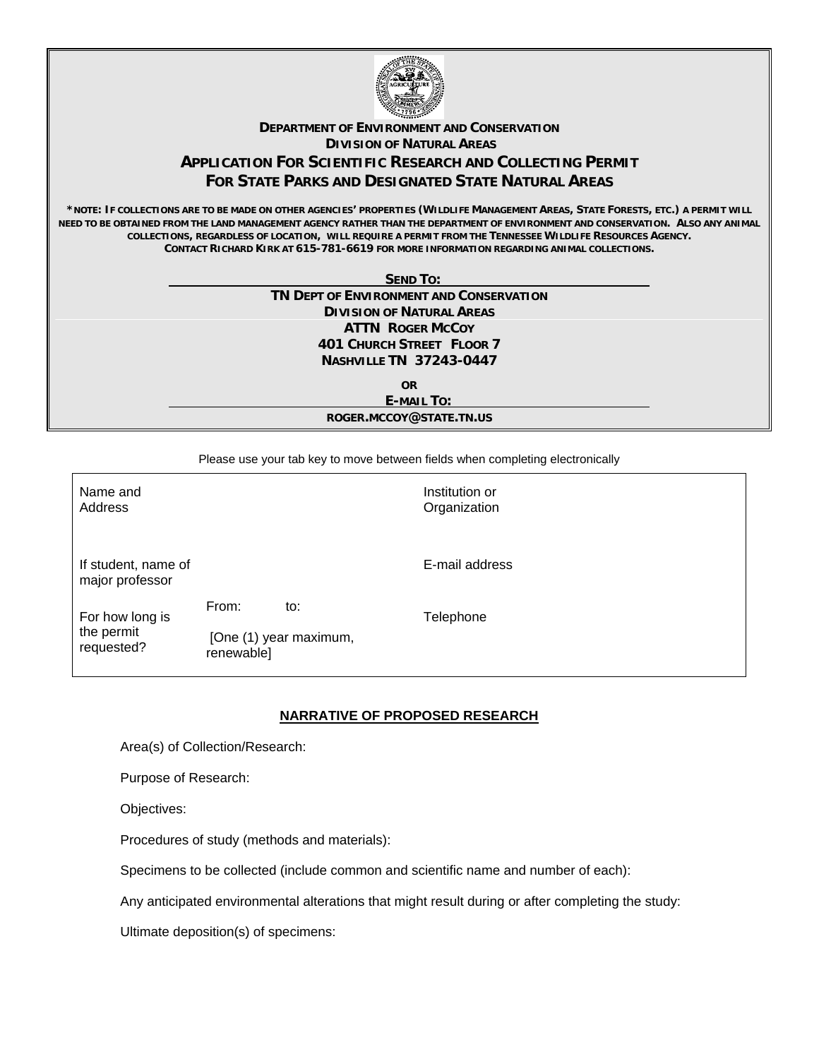**DEPARTMENT OF ENVIRONMENT AND CONSERVATION**
**DIVISION OF NATURAL AREAS**

# APPLICATION FOR SCIENTIFIC RESEARCH AND COLLECTING PERMIT FOR STATE PARKS AND DESIGNATED STATE NATURAL AREAS

**\*NOTE: IF COLLECTIONS ARE TO BE MADE ON OTHER AGENCIES' PROPERTIES (WILDLIFE MANAGEMENT AREAS, STATE FORESTS, ETC.) A PERMIT WILL NEED TO BE OBTAINED FROM THE LAND MANAGEMENT AGENCY RATHER THAN THE DEPARTMENT OF ENVIRONMENT AND CONSERVATION. ALSO ANY ANIMAL COLLECTIONS, REGARDLESS OF LOCATION, WILL REQUIRE A PERMIT FROM THE TENNESSEE WILDLIFE RESOURCES AGENCY. CONTACT RICHARD KIRK AT 615-781-6619 FOR MORE INFORMATION REGARDING ANIMAL COLLECTIONS.**

**SEND TO:**

**TN DEPT OF ENVIRONMENT AND CONSERVATION**
**DIVISION OF NATURAL AREAS**
**ATTN ROGER MCCOY**
**401 CHURCH STREET FLOOR 7**
**NASHVILLE TN 37243-0447**

**OR**

**E-MAIL TO:**

**ROGER.MCCOY@STATE.TN.US**

Please use your tab key to move between fields when completing electronically

| | | | |
|---|---|---|---|
| Name and Address | | Institution or Organization | |
| If student, name of major professor | | E-mail address | |
| For how long is the permit requested? | From: to: [One (1) year maximum, renewable] | Telephone | |

## NARRATIVE OF PROPOSED RESEARCH

Area(s) of Collection/Research:

Purpose of Research:

Objectives:

Procedures of study (methods and materials):

Specimens to be collected (include common and scientific name and number of each):

Any anticipated environmental alterations that might result during or after completing the study:

Ultimate deposition(s) of specimens: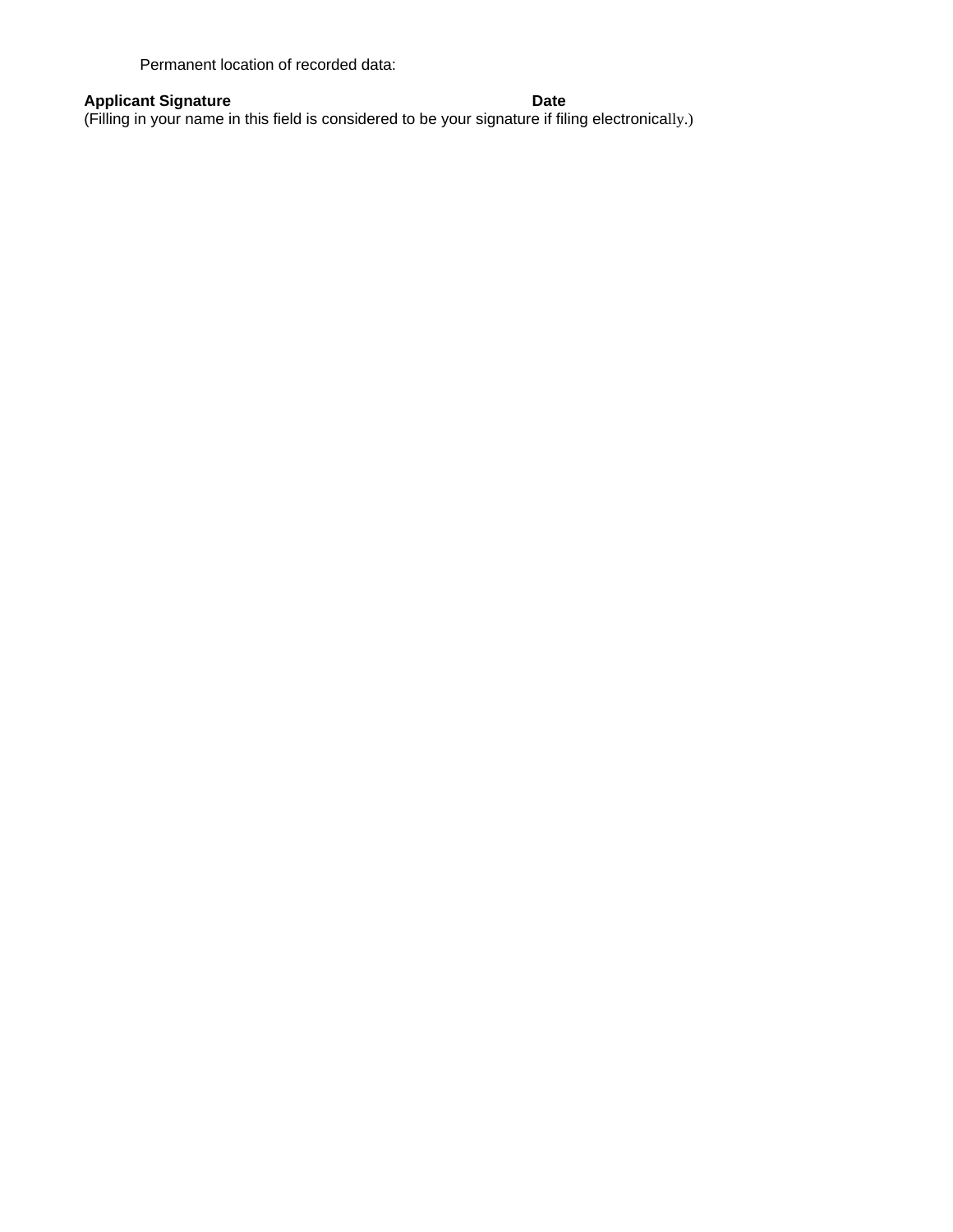Permanent location of recorded data:

**Applicant Signature** **Date**

(Filling in your name in this field is considered to be your signature if filing electronically.)